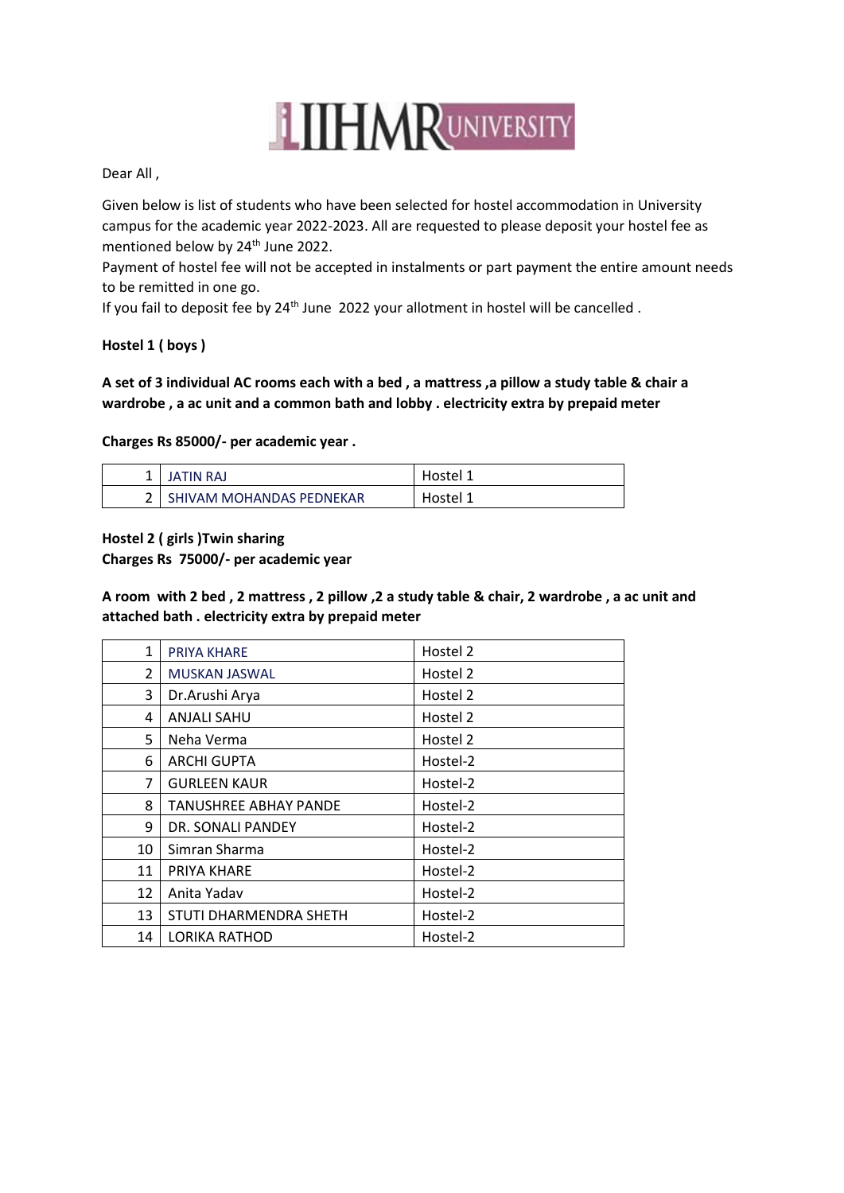Dear All ,

Given below is list of students who have been selected for hostel accommodation in University campus for the academic year 2022-2023. All are requested to please deposit your hostel fee as mentioned below by 24th June 2022.
Payment of hostel fee will not be accepted in instalments or part payment the entire amount needs to be remitted in one go.
If you fail to deposit fee by 24th June 2022 your allotment in hostel will be cancelled .

**Hostel 1 ( boys )**

**A set of 3 individual AC rooms each with a bed , a mattress ,a pillow a study table & chair a wardrobe , a ac unit and a common bath and lobby . electricity extra by prepaid meter**

**Charges Rs 85000/- per academic year .**

| | | |
|---|---|---|
| 1 | JATIN RAJ | Hostel 1 |
| 2 | SHIVAM MOHANDAS PEDNEKAR | Hostel 1 |

**Hostel 2 ( girls )Twin sharing**
**Charges Rs 75000/- per academic year**

**A room with 2 bed , 2 mattress , 2 pillow ,2 a study table & chair, 2 wardrobe , a ac unit and attached bath . electricity extra by prepaid meter**

| | | |
|---|---|---|
| 1 | PRIYA KHARE | Hostel 2 |
| 2 | MUSKAN JASWAL | Hostel 2 |
| 3 | Dr.Arushi Arya | Hostel 2 |
| 4 | ANJALI SAHU | Hostel 2 |
| 5 | Neha Verma | Hostel 2 |
| 6 | ARCHI GUPTA | Hostel-2 |
| 7 | GURLEEN KAUR | Hostel-2 |
| 8 | TANUSHREE ABHAY PANDE | Hostel-2 |
| 9 | DR. SONALI PANDEY | Hostel-2 |
| 10 | Simran Sharma | Hostel-2 |
| 11 | PRIYA KHARE | Hostel-2 |
| 12 | Anita Yadav | Hostel-2 |
| 13 | STUTI DHARMENDRA SHETH | Hostel-2 |
| 14 | LORIKA RATHOD | Hostel-2 |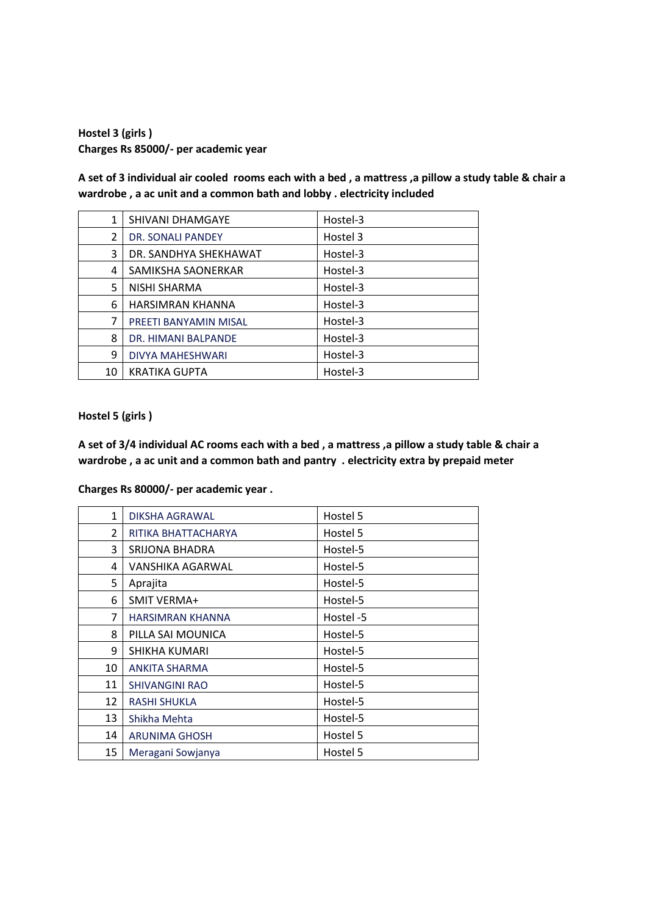**Hostel 3 (girls )**
**Charges Rs 85000/- per academic year**

**A set of 3 individual air cooled rooms each with a bed , a mattress ,a pillow a study table & chair a wardrobe , a ac unit and a common bath and lobby . electricity included**

| | | |
|---|---|---|
| 1 | SHIVANI DHAMGAYE | Hostel-3 |
| 2 | DR. SONALI PANDEY | Hostel 3 |
| 3 | DR. SANDHYA SHEKHAWAT | Hostel-3 |
| 4 | SAMIKSHA SAONERKAR | Hostel-3 |
| 5 | NISHI SHARMA | Hostel-3 |
| 6 | HARSIMRAN KHANNA | Hostel-3 |
| 7 | PREETI BANYAMIN MISAL | Hostel-3 |
| 8 | DR. HIMANI BALPANDE | Hostel-3 |
| 9 | DIVYA MAHESHWARI | Hostel-3 |
| 10 | KRATIKA GUPTA | Hostel-3 |

**Hostel 5 (girls )**

**A set of 3/4 individual AC rooms each with a bed , a mattress ,a pillow a study table & chair a wardrobe , a ac unit and a common bath and pantry . electricity extra by prepaid meter**

**Charges Rs 80000/- per academic year .**

| | | |
|---|---|---|
| 1 | DIKSHA AGRAWAL | Hostel 5 |
| 2 | RITIKA BHATTACHARYA | Hostel 5 |
| 3 | SRIJONA BHADRA | Hostel-5 |
| 4 | VANSHIKA AGARWAL | Hostel-5 |
| 5 | Aprajita | Hostel-5 |
| 6 | SMIT VERMA+ | Hostel-5 |
| 7 | HARSIMRAN KHANNA | Hostel -5 |
| 8 | PILLA SAI MOUNICA | Hostel-5 |
| 9 | SHIKHA KUMARI | Hostel-5 |
| 10 | ANKITA SHARMA | Hostel-5 |
| 11 | SHIVANGINI RAO | Hostel-5 |
| 12 | RASHI SHUKLA | Hostel-5 |
| 13 | Shikha Mehta | Hostel-5 |
| 14 | ARUNIMA GHOSH | Hostel 5 |
| 15 | Meragani Sowjanya | Hostel 5 |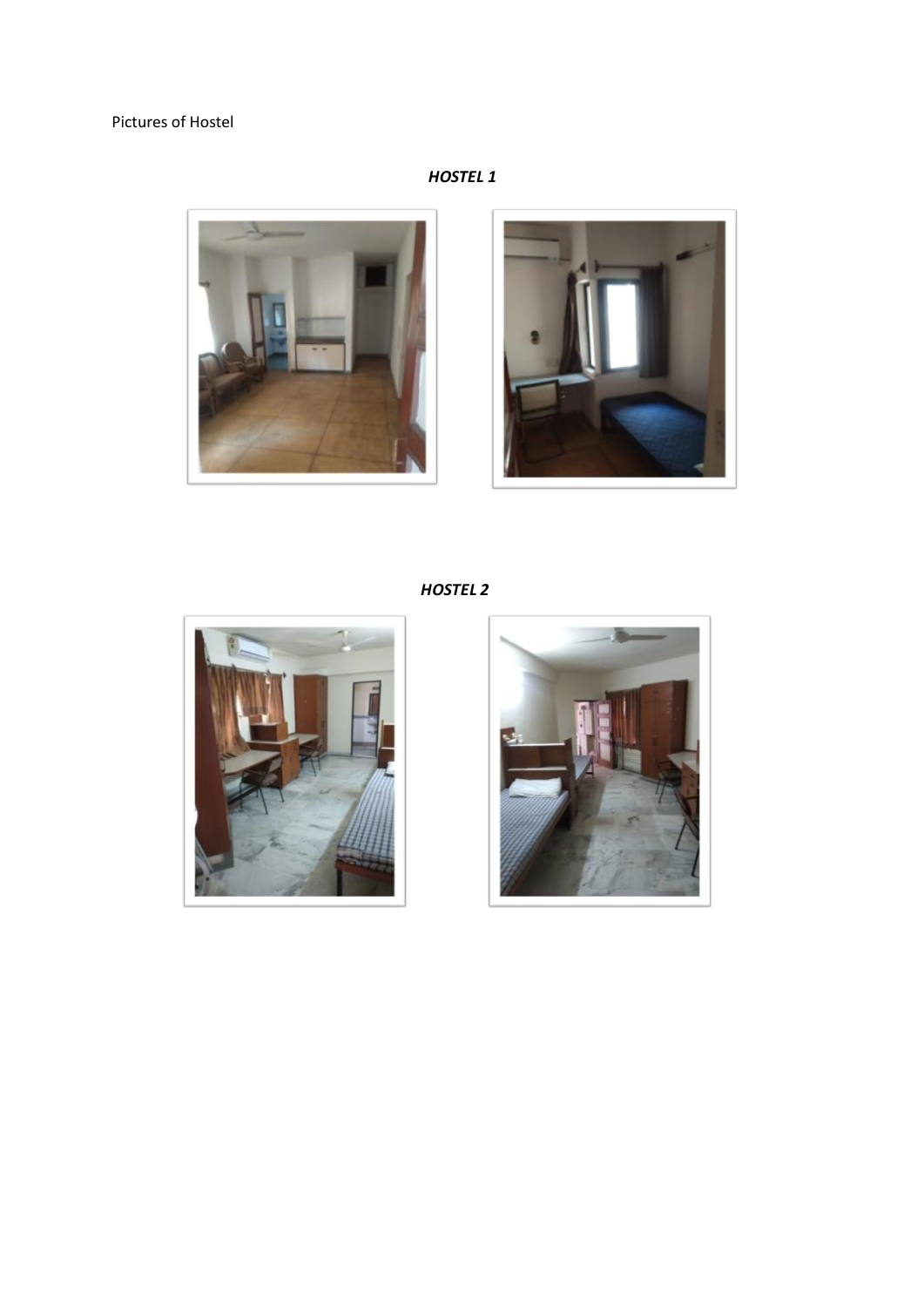Pictures of Hostel

***HOSTEL 1***

***HOSTEL 2***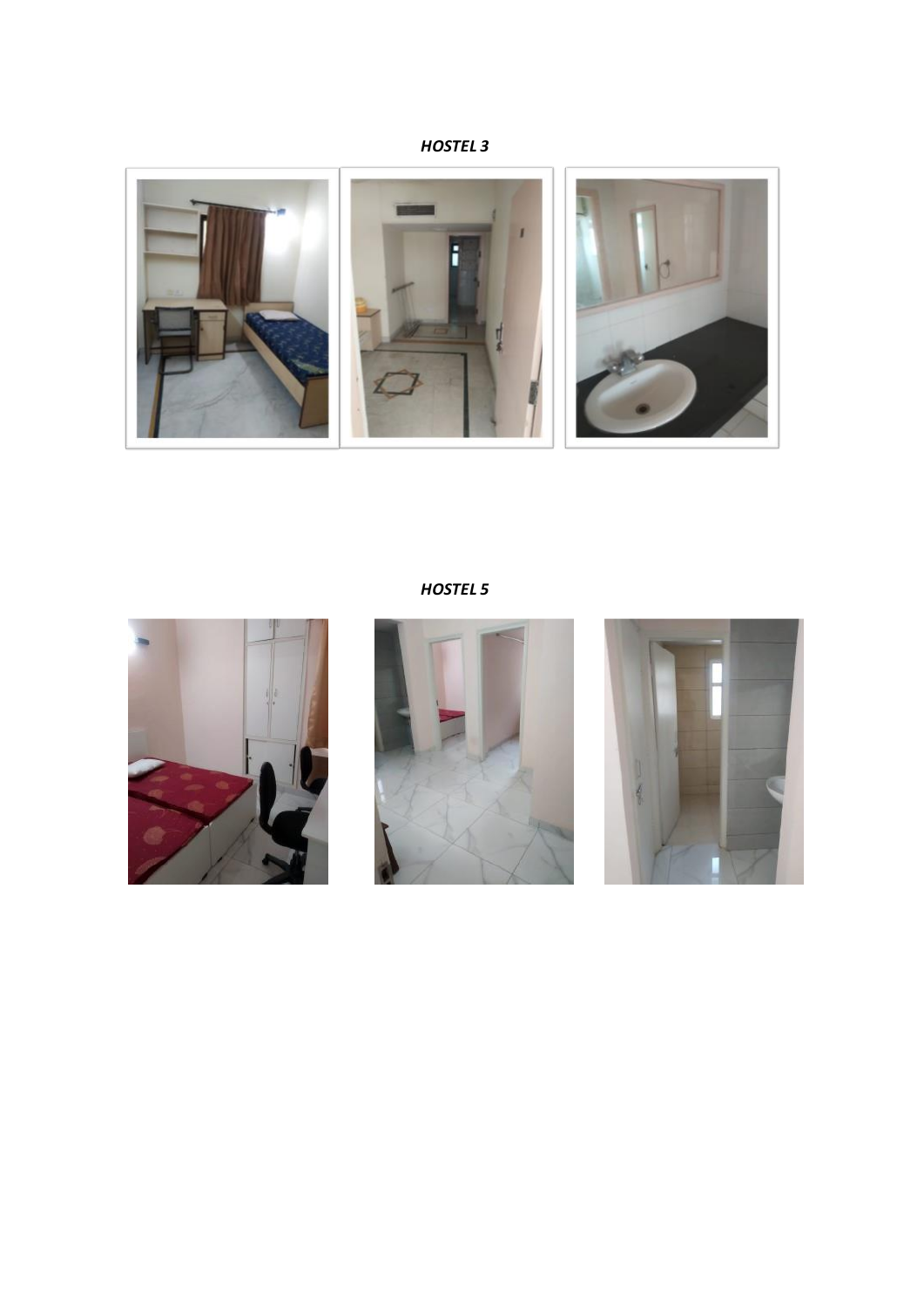***HOSTEL 3***

***HOSTEL 5***